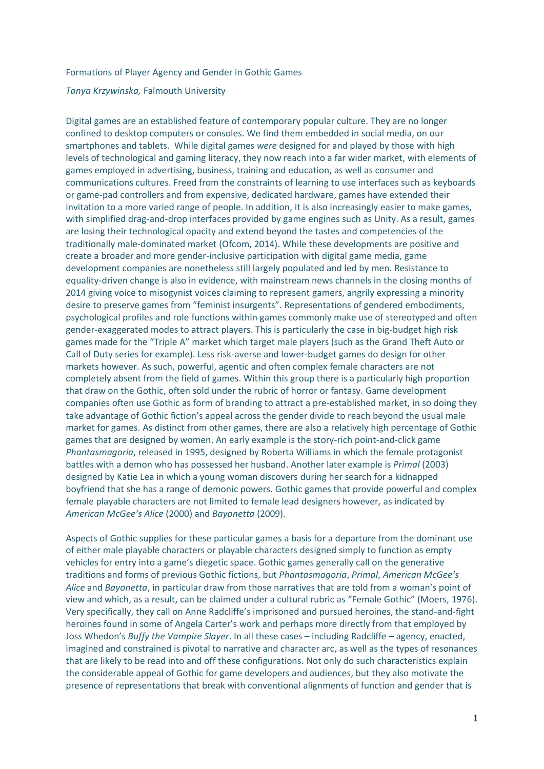# Formations of Player Agency and Gender in Gothic Games

*Tanya Krzywinska,* Falmouth University

Digital games are an established feature of contemporary popular culture. They are no longer confined to desktop computers or consoles. We find them embedded in social media, on our smartphones and tablets. While digital games *were* designed for and played by those with high levels of technological and gaming literacy, they now reach into a far wider market, with elements of games employed in advertising, business, training and education, as well as consumer and communications cultures. Freed from the constraints of learning to use interfaces such as keyboards or game-pad controllers and from expensive, dedicated hardware, games have extended their invitation to a more varied range of people. In addition, it is also increasingly easier to make games, with simplified drag-and-drop interfaces provided by game engines such as Unity. As a result, games are losing their technological opacity and extend beyond the tastes and competencies of the traditionally male-dominated market (Ofcom, 2014). While these developments are positive and create a broader and more gender-inclusive participation with digital game media, game development companies are nonetheless still largely populated and led by men. Resistance to equality-driven change is also in evidence, with mainstream news channels in the closing months of 2014 giving voice to misogynist voices claiming to represent gamers, angrily expressing a minority desire to preserve games from "feminist insurgents". Representations of gendered embodiments, psychological profiles and role functions within games commonly make use of stereotyped and often gender-exaggerated modes to attract players. This is particularly the case in big-budget high risk games made for the "Triple A" market which target male players (such as the Grand Theft Auto or Call of Duty series for example). Less risk-averse and lower-budget games do design for other markets however. As such, powerful, agentic and often complex female characters are not completely absent from the field of games. Within this group there is a particularly high proportion that draw on the Gothic, often sold under the rubric of horror or fantasy. Game development companies often use Gothic as form of branding to attract a pre-established market, in so doing they take advantage of Gothic fiction's appeal across the gender divide to reach beyond the usual male market for games. As distinct from other games, there are also a relatively high percentage of Gothic games that are designed by women. An early example is the story-rich point-and-click game *Phantasmagoria*, released in 1995, designed by Roberta Williams in which the female protagonist battles with a demon who has possessed her husband. Another later example is *Primal* (2003) designed by Katie Lea in which a young woman discovers during her search for a kidnapped boyfriend that she has a range of demonic powers. Gothic games that provide powerful and complex female playable characters are not limited to female lead designers however*,* as indicated by *American McGee's Alice* (2000) and *Bayonetta* (2009).

Aspects of Gothic supplies for these particular games a basis for a departure from the dominant use of either male playable characters or playable characters designed simply to function as empty vehicles for entry into a game's diegetic space. Gothic games generally call on the generative traditions and forms of previous Gothic fictions, but *Phantasmagoria*, *Primal*, *American McGee's Alice* and *Bayonetta*, in particular draw from those narratives that are told from a woman's point of view and which, as a result, can be claimed under a cultural rubric as "Female Gothic" (Moers, 1976). Very specifically, they call on Anne Radcliffe's imprisoned and pursued heroines, the stand-and-fight heroines found in some of Angela Carter's work and perhaps more directly from that employed by Joss Whedon's *Buffy the Vampire Slayer*. In all these cases – including Radcliffe – agency, enacted, imagined and constrained is pivotal to narrative and character arc, as well as the types of resonances that are likely to be read into and off these configurations. Not only do such characteristics explain the considerable appeal of Gothic for game developers and audiences, but they also motivate the presence of representations that break with conventional alignments of function and gender that is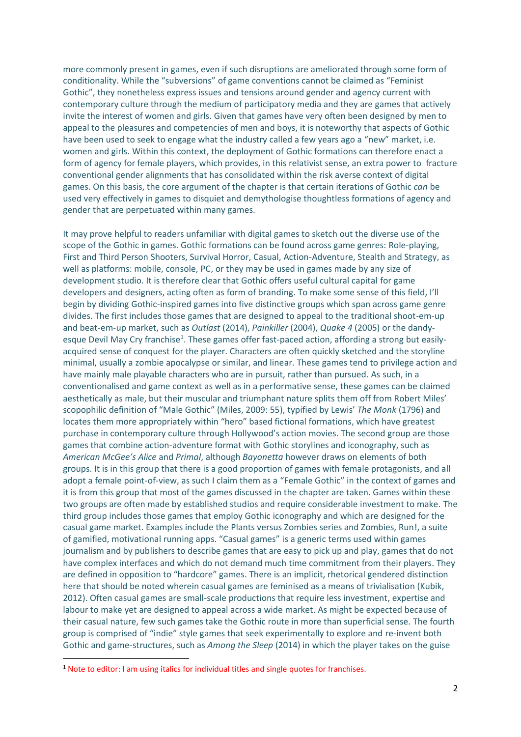more commonly present in games, even if such disruptions are ameliorated through some form of conditionality. While the "subversions" of game conventions cannot be claimed as "Feminist Gothic", they nonetheless express issues and tensions around gender and agency current with contemporary culture through the medium of participatory media and they are games that actively invite the interest of women and girls. Given that games have very often been designed by men to appeal to the pleasures and competencies of men and boys, it is noteworthy that aspects of Gothic have been used to seek to engage what the industry called a few years ago a "new" market, i.e. women and girls. Within this context, the deployment of Gothic formations can therefore enact a form of agency for female players, which provides, in this relativist sense, an extra power to fracture conventional gender alignments that has consolidated within the risk averse context of digital games. On this basis, the core argument of the chapter is that certain iterations of Gothic *can* be used very effectively in games to disquiet and demythologise thoughtless formations of agency and gender that are perpetuated within many games.

It may prove helpful to readers unfamiliar with digital games to sketch out the diverse use of the scope of the Gothic in games. Gothic formations can be found across game genres: Role-playing, First and Third Person Shooters, Survival Horror, Casual, Action-Adventure, Stealth and Strategy, as well as platforms: mobile, console, PC, or they may be used in games made by any size of development studio. It is therefore clear that Gothic offers useful cultural capital for game developers and designers, acting often as form of branding. To make some sense of this field, I'll begin by dividing Gothic-inspired games into five distinctive groups which span across game genre divides. The first includes those games that are designed to appeal to the traditional shoot-em-up and beat-em-up market, such as *Outlast* (2014), *Painkiller* (2004), *Quake 4* (2005) or the dandy-esque Devil May Cry franchise[1]. These games offer fast-paced action, affording a strong but easily-acquired sense of conquest for the player. Characters are often quickly sketched and the storyline minimal, usually a zombie apocalypse or similar, and linear. These games tend to privilege action and have mainly male playable characters who are in pursuit, rather than pursued. As such, in a conventionalised and game context as well as in a performative sense, these games can be claimed aesthetically as male, but their muscular and triumphant nature splits them off from Robert Miles' scopophilic definition of "Male Gothic" (Miles, 2009: 55), typified by Lewis' *The Monk* (1796) and locates them more appropriately within "hero" based fictional formations, which have greatest purchase in contemporary culture through Hollywood's action movies. The second group are those games that combine action-adventure format with Gothic storylines and iconography, such as *American McGee's Alice* and *Primal*, although *Bayonetta* however draws on elements of both groups. It is in this group that there is a good proportion of games with female protagonists, and all adopt a female point-of-view, as such I claim them as a "Female Gothic" in the context of games and it is from this group that most of the games discussed in the chapter are taken. Games within these two groups are often made by established studios and require considerable investment to make. The third group includes those games that employ Gothic iconography and which are designed for the casual game market. Examples include the Plants versus Zombies series and Zombies, Run!, a suite of gamified, motivational running apps. "Casual games" is a generic terms used within games journalism and by publishers to describe games that are easy to pick up and play, games that do not have complex interfaces and which do not demand much time commitment from their players. They are defined in opposition to "hardcore" games. There is an implicit, rhetorical gendered distinction here that should be noted wherein casual games are feminised as a means of trivialisation (Kubik, 2012). Often casual games are small-scale productions that require less investment, expertise and labour to make yet are designed to appeal across a wide market. As might be expected because of their casual nature, few such games take the Gothic route in more than superficial sense. The fourth group is comprised of "indie" style games that seek experimentally to explore and re-invent both Gothic and game-structures, such as *Among the Sleep* (2014) in which the player takes on the guise

[1] Note to editor: I am using italics for individual titles and single quotes for franchises.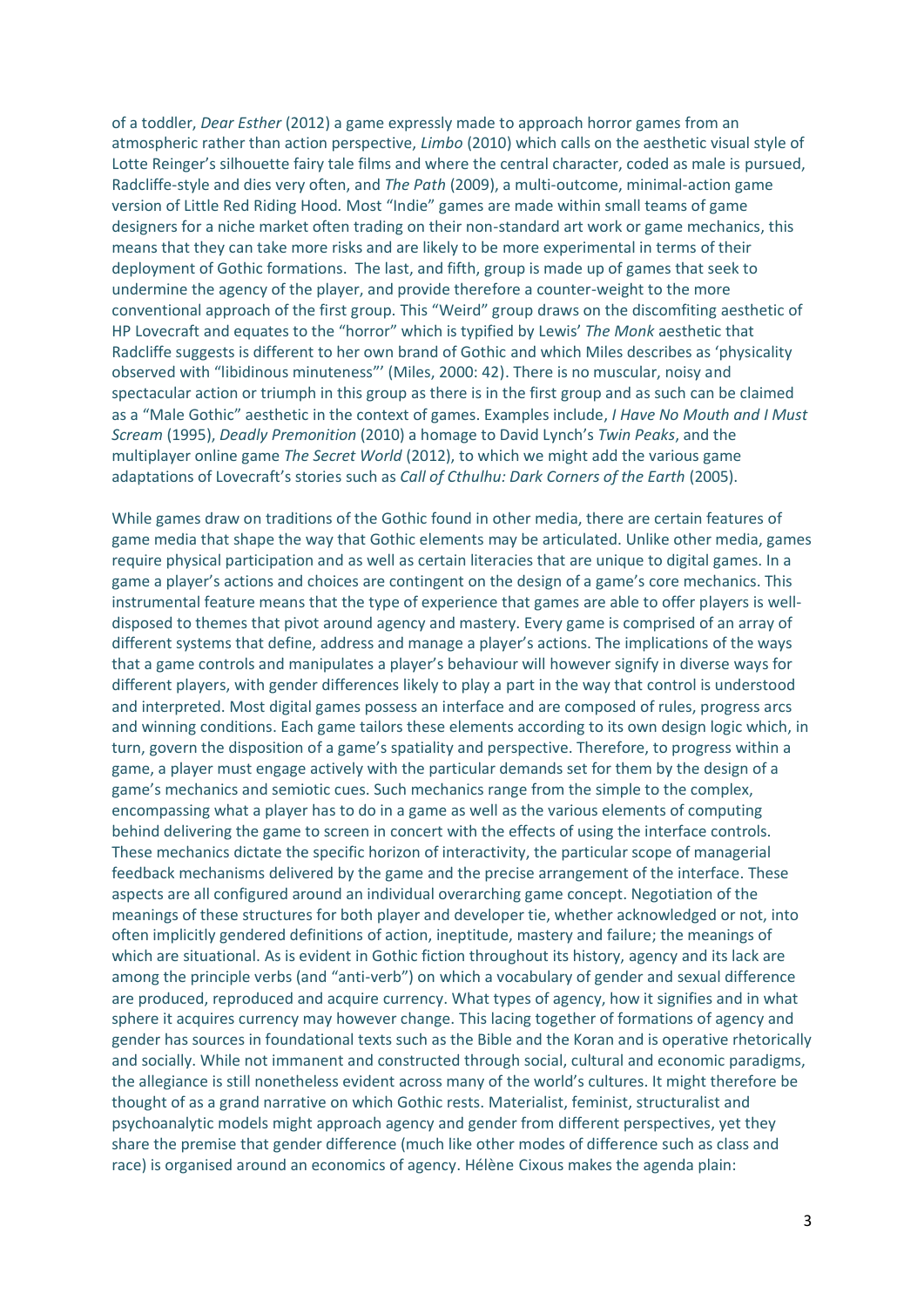of a toddler, *Dear Esther* (2012) a game expressly made to approach horror games from an atmospheric rather than action perspective, *Limbo* (2010) which calls on the aesthetic visual style of Lotte Reinger's silhouette fairy tale films and where the central character, coded as male is pursued, Radcliffe-style and dies very often, and *The Path* (2009), a multi-outcome, minimal-action game version of Little Red Riding Hood. Most "Indie" games are made within small teams of game designers for a niche market often trading on their non-standard art work or game mechanics, this means that they can take more risks and are likely to be more experimental in terms of their deployment of Gothic formations. The last, and fifth, group is made up of games that seek to undermine the agency of the player, and provide therefore a counter-weight to the more conventional approach of the first group. This "Weird" group draws on the discomfiting aesthetic of HP Lovecraft and equates to the "horror" which is typified by Lewis' *The Monk* aesthetic that Radcliffe suggests is different to her own brand of Gothic and which Miles describes as 'physicality observed with "libidinous minuteness"' (Miles, 2000: 42). There is no muscular, noisy and spectacular action or triumph in this group as there is in the first group and as such can be claimed as a "Male Gothic" aesthetic in the context of games. Examples include, *I Have No Mouth and I Must Scream* (1995), *Deadly Premonition* (2010) a homage to David Lynch's *Twin Peaks*, and the multiplayer online game *The Secret World* (2012), to which we might add the various game adaptations of Lovecraft's stories such as *Call of Cthulhu: Dark Corners of the Earth* (2005).

While games draw on traditions of the Gothic found in other media, there are certain features of game media that shape the way that Gothic elements may be articulated. Unlike other media, games require physical participation and as well as certain literacies that are unique to digital games. In a game a player's actions and choices are contingent on the design of a game's core mechanics. This instrumental feature means that the type of experience that games are able to offer players is well-disposed to themes that pivot around agency and mastery. Every game is comprised of an array of different systems that define, address and manage a player's actions. The implications of the ways that a game controls and manipulates a player's behaviour will however signify in diverse ways for different players, with gender differences likely to play a part in the way that control is understood and interpreted. Most digital games possess an interface and are composed of rules, progress arcs and winning conditions. Each game tailors these elements according to its own design logic which, in turn, govern the disposition of a game's spatiality and perspective. Therefore, to progress within a game, a player must engage actively with the particular demands set for them by the design of a game's mechanics and semiotic cues. Such mechanics range from the simple to the complex, encompassing what a player has to do in a game as well as the various elements of computing behind delivering the game to screen in concert with the effects of using the interface controls. These mechanics dictate the specific horizon of interactivity, the particular scope of managerial feedback mechanisms delivered by the game and the precise arrangement of the interface. These aspects are all configured around an individual overarching game concept. Negotiation of the meanings of these structures for both player and developer tie, whether acknowledged or not, into often implicitly gendered definitions of action, ineptitude, mastery and failure; the meanings of which are situational. As is evident in Gothic fiction throughout its history, agency and its lack are among the principle verbs (and "anti-verb") on which a vocabulary of gender and sexual difference are produced, reproduced and acquire currency. What types of agency, how it signifies and in what sphere it acquires currency may however change. This lacing together of formations of agency and gender has sources in foundational texts such as the Bible and the Koran and is operative rhetorically and socially. While not immanent and constructed through social, cultural and economic paradigms, the allegiance is still nonetheless evident across many of the world's cultures. It might therefore be thought of as a grand narrative on which Gothic rests. Materialist, feminist, structuralist and psychoanalytic models might approach agency and gender from different perspectives, yet they share the premise that gender difference (much like other modes of difference such as class and race) is organised around an economics of agency. Hélène Cixous makes the agenda plain: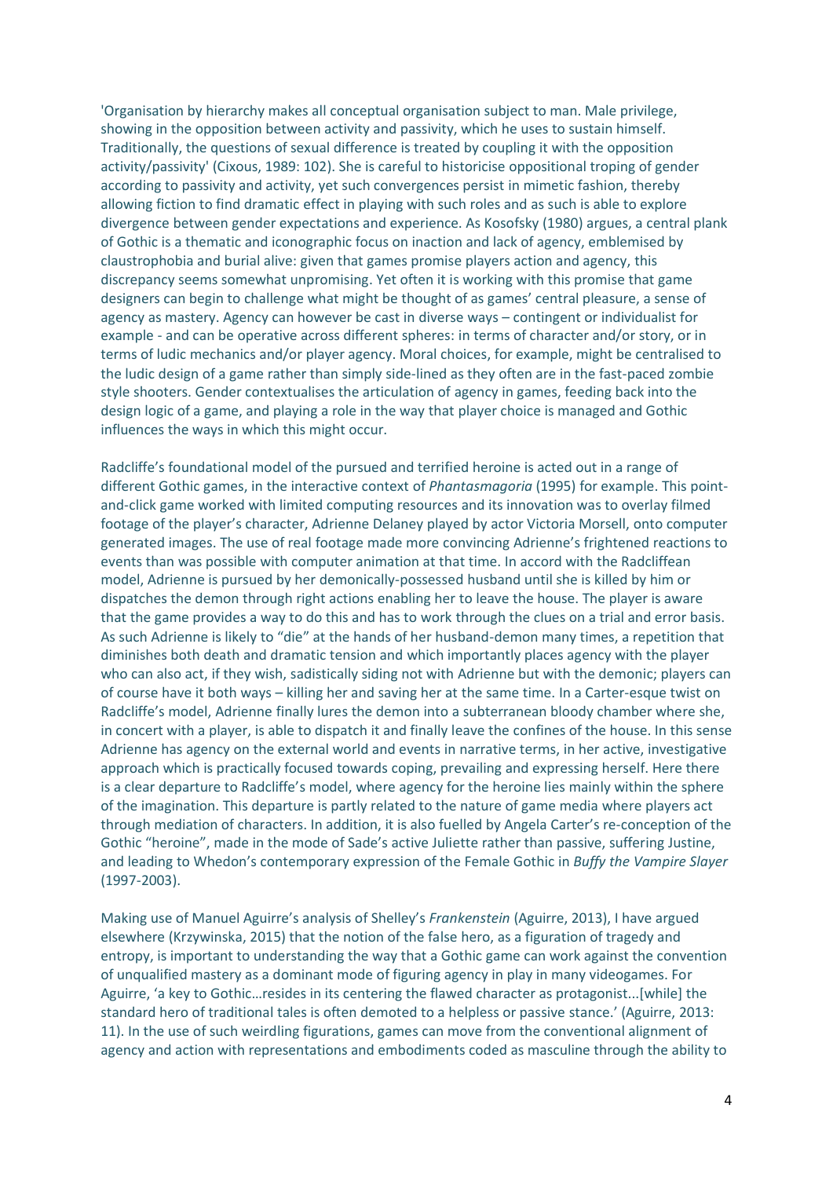'Organisation by hierarchy makes all conceptual organisation subject to man. Male privilege, showing in the opposition between activity and passivity, which he uses to sustain himself. Traditionally, the questions of sexual difference is treated by coupling it with the opposition activity/passivity' (Cixous, 1989: 102). She is careful to historicise oppositional troping of gender according to passivity and activity, yet such convergences persist in mimetic fashion, thereby allowing fiction to find dramatic effect in playing with such roles and as such is able to explore divergence between gender expectations and experience. As Kosofsky (1980) argues, a central plank of Gothic is a thematic and iconographic focus on inaction and lack of agency, emblemised by claustrophobia and burial alive: given that games promise players action and agency, this discrepancy seems somewhat unpromising. Yet often it is working with this promise that game designers can begin to challenge what might be thought of as games' central pleasure, a sense of agency as mastery. Agency can however be cast in diverse ways – contingent or individualist for example - and can be operative across different spheres: in terms of character and/or story, or in terms of ludic mechanics and/or player agency. Moral choices, for example, might be centralised to the ludic design of a game rather than simply side-lined as they often are in the fast-paced zombie style shooters. Gender contextualises the articulation of agency in games, feeding back into the design logic of a game, and playing a role in the way that player choice is managed and Gothic influences the ways in which this might occur.

Radcliffe's foundational model of the pursued and terrified heroine is acted out in a range of different Gothic games, in the interactive context of *Phantasmagoria* (1995) for example. This point-and-click game worked with limited computing resources and its innovation was to overlay filmed footage of the player's character, Adrienne Delaney played by actor Victoria Morsell, onto computer generated images. The use of real footage made more convincing Adrienne's frightened reactions to events than was possible with computer animation at that time. In accord with the Radcliffean model, Adrienne is pursued by her demonically-possessed husband until she is killed by him or dispatches the demon through right actions enabling her to leave the house. The player is aware that the game provides a way to do this and has to work through the clues on a trial and error basis. As such Adrienne is likely to "die" at the hands of her husband-demon many times, a repetition that diminishes both death and dramatic tension and which importantly places agency with the player who can also act, if they wish, sadistically siding not with Adrienne but with the demonic; players can of course have it both ways – killing her and saving her at the same time. In a Carter-esque twist on Radcliffe's model, Adrienne finally lures the demon into a subterranean bloody chamber where she, in concert with a player, is able to dispatch it and finally leave the confines of the house. In this sense Adrienne has agency on the external world and events in narrative terms, in her active, investigative approach which is practically focused towards coping, prevailing and expressing herself. Here there is a clear departure to Radcliffe's model, where agency for the heroine lies mainly within the sphere of the imagination. This departure is partly related to the nature of game media where players act through mediation of characters. In addition, it is also fuelled by Angela Carter's re-conception of the Gothic "heroine", made in the mode of Sade's active Juliette rather than passive, suffering Justine, and leading to Whedon's contemporary expression of the Female Gothic in *Buffy the Vampire Slayer* (1997-2003).

Making use of Manuel Aguirre's analysis of Shelley's *Frankenstein* (Aguirre, 2013), I have argued elsewhere (Krzywinska, 2015) that the notion of the false hero, as a figuration of tragedy and entropy, is important to understanding the way that a Gothic game can work against the convention of unqualified mastery as a dominant mode of figuring agency in play in many videogames. For Aguirre, 'a key to Gothic…resides in its centering the flawed character as protagonist...[while] the standard hero of traditional tales is often demoted to a helpless or passive stance.' (Aguirre, 2013: 11). In the use of such weirdling figurations, games can move from the conventional alignment of agency and action with representations and embodiments coded as masculine through the ability to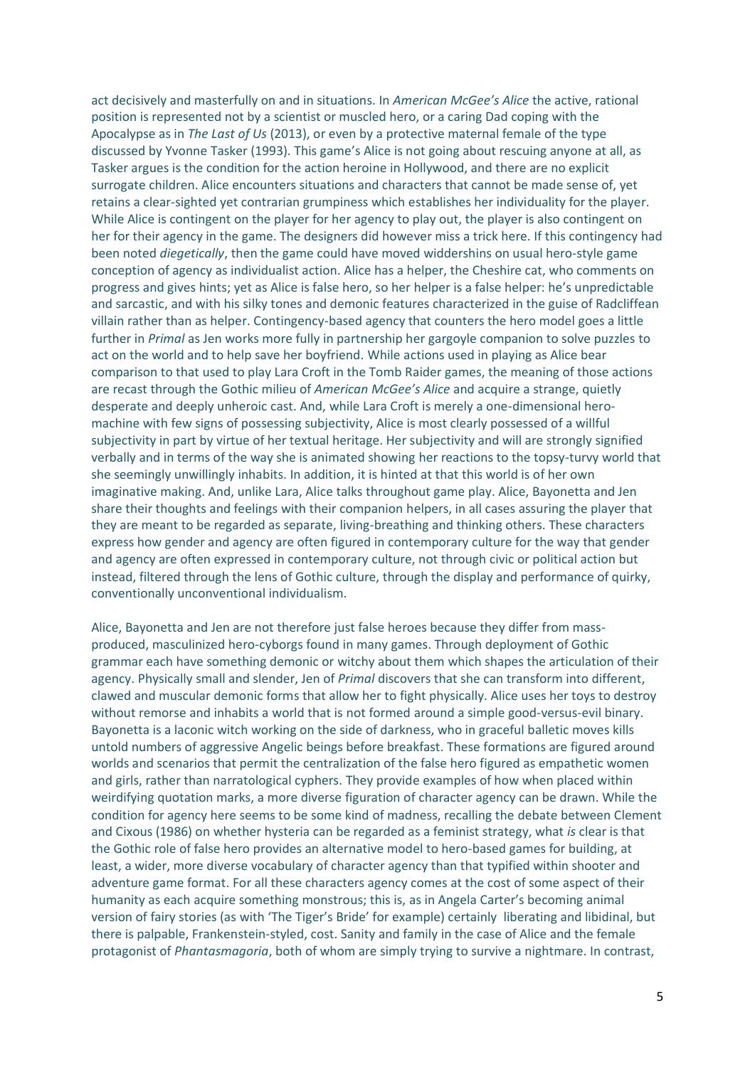act decisively and masterfully on and in situations. In *American McGee's Alice* the active, rational position is represented not by a scientist or muscled hero, or a caring Dad coping with the Apocalypse as in *The Last of Us* (2013), or even by a protective maternal female of the type discussed by Yvonne Tasker (1993). This game's Alice is not going about rescuing anyone at all, as Tasker argues is the condition for the action heroine in Hollywood, and there are no explicit surrogate children. Alice encounters situations and characters that cannot be made sense of, yet retains a clear-sighted yet contrarian grumpiness which establishes her individuality for the player. While Alice is contingent on the player for her agency to play out, the player is also contingent on her for their agency in the game. The designers did however miss a trick here. If this contingency had been noted *diegetically*, then the game could have moved widdershins on usual hero-style game conception of agency as individualist action. Alice has a helper, the Cheshire cat, who comments on progress and gives hints; yet as Alice is false hero, so her helper is a false helper: he's unpredictable and sarcastic, and with his silky tones and demonic features characterized in the guise of Radcliffean villain rather than as helper. Contingency-based agency that counters the hero model goes a little further in *Primal* as Jen works more fully in partnership her gargoyle companion to solve puzzles to act on the world and to help save her boyfriend. While actions used in playing as Alice bear comparison to that used to play Lara Croft in the Tomb Raider games, the meaning of those actions are recast through the Gothic milieu of *American McGee's Alice* and acquire a strange, quietly desperate and deeply unheroic cast. And, while Lara Croft is merely a one-dimensional hero-machine with few signs of possessing subjectivity, Alice is most clearly possessed of a willful subjectivity in part by virtue of her textual heritage. Her subjectivity and will are strongly signified verbally and in terms of the way she is animated showing her reactions to the topsy-turvy world that she seemingly unwillingly inhabits. In addition, it is hinted at that this world is of her own imaginative making. And, unlike Lara, Alice talks throughout game play. Alice, Bayonetta and Jen share their thoughts and feelings with their companion helpers, in all cases assuring the player that they are meant to be regarded as separate, living-breathing and thinking others. These characters express how gender and agency are often figured in contemporary culture for the way that gender and agency are often expressed in contemporary culture, not through civic or political action but instead, filtered through the lens of Gothic culture, through the display and performance of quirky, conventionally unconventional individualism.

Alice, Bayonetta and Jen are not therefore just false heroes because they differ from mass-produced, masculinized hero-cyborgs found in many games. Through deployment of Gothic grammar each have something demonic or witchy about them which shapes the articulation of their agency. Physically small and slender, Jen of *Primal* discovers that she can transform into different, clawed and muscular demonic forms that allow her to fight physically. Alice uses her toys to destroy without remorse and inhabits a world that is not formed around a simple good-versus-evil binary. Bayonetta is a laconic witch working on the side of darkness, who in graceful balletic moves kills untold numbers of aggressive Angelic beings before breakfast. These formations are figured around worlds and scenarios that permit the centralization of the false hero figured as empathetic women and girls, rather than narratological cyphers. They provide examples of how when placed within weirdifying quotation marks, a more diverse figuration of character agency can be drawn. While the condition for agency here seems to be some kind of madness, recalling the debate between Clement and Cixous (1986) on whether hysteria can be regarded as a feminist strategy, what *is* clear is that the Gothic role of false hero provides an alternative model to hero-based games for building, at least, a wider, more diverse vocabulary of character agency than that typified within shooter and adventure game format. For all these characters agency comes at the cost of some aspect of their humanity as each acquire something monstrous; this is, as in Angela Carter's becoming animal version of fairy stories (as with 'The Tiger's Bride' for example) certainly liberating and libidinal, but there is palpable, Frankenstein-styled, cost. Sanity and family in the case of Alice and the female protagonist of *Phantasmagoria*, both of whom are simply trying to survive a nightmare. In contrast,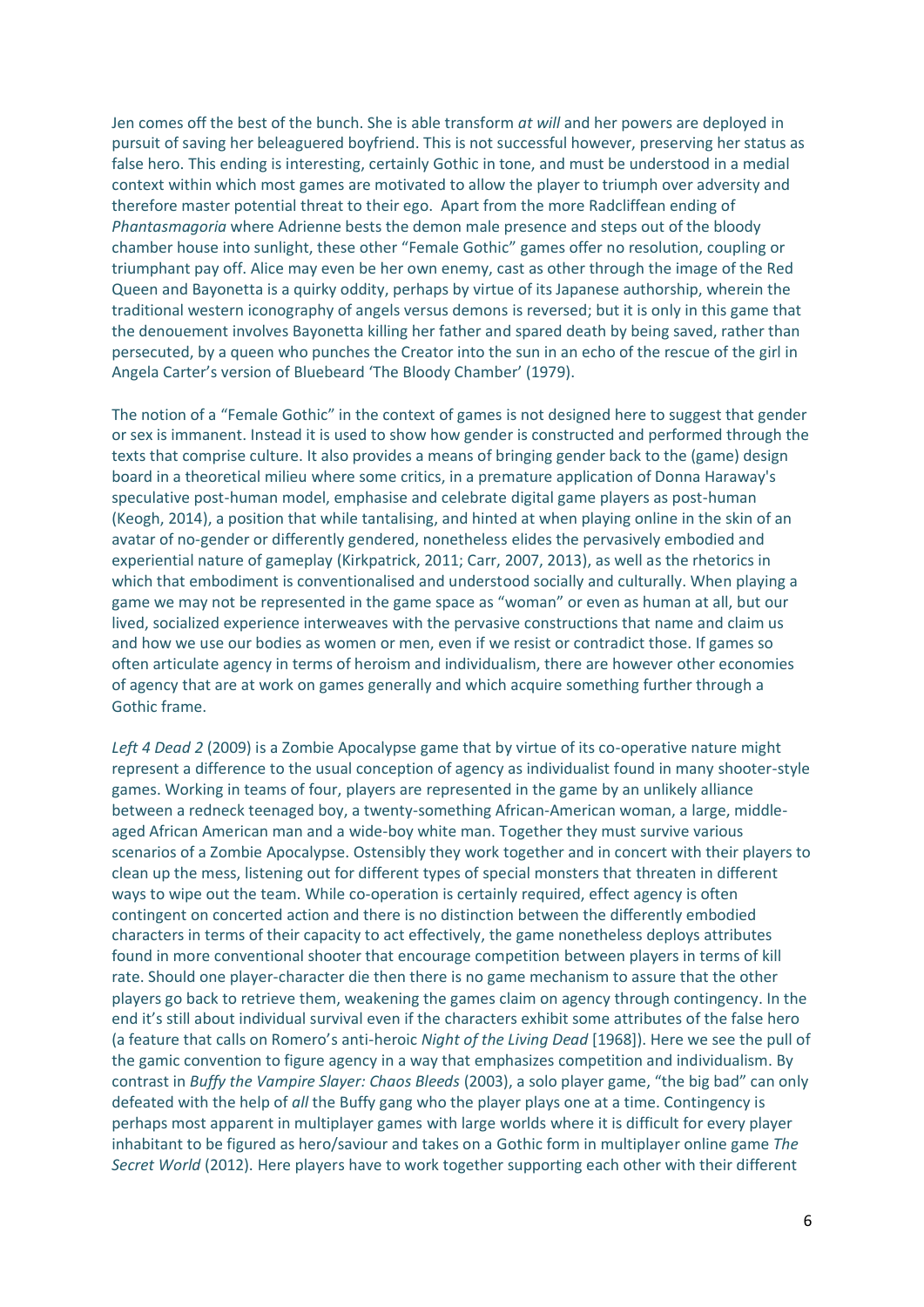Jen comes off the best of the bunch. She is able transform *at will* and her powers are deployed in pursuit of saving her beleaguered boyfriend. This is not successful however, preserving her status as false hero. This ending is interesting, certainly Gothic in tone, and must be understood in a medial context within which most games are motivated to allow the player to triumph over adversity and therefore master potential threat to their ego. Apart from the more Radcliffean ending of *Phantasmagoria* where Adrienne bests the demon male presence and steps out of the bloody chamber house into sunlight, these other "Female Gothic" games offer no resolution, coupling or triumphant pay off. Alice may even be her own enemy, cast as other through the image of the Red Queen and Bayonetta is a quirky oddity, perhaps by virtue of its Japanese authorship, wherein the traditional western iconography of angels versus demons is reversed; but it is only in this game that the denouement involves Bayonetta killing her father and spared death by being saved, rather than persecuted, by a queen who punches the Creator into the sun in an echo of the rescue of the girl in Angela Carter's version of Bluebeard 'The Bloody Chamber' (1979).

The notion of a "Female Gothic" in the context of games is not designed here to suggest that gender or sex is immanent. Instead it is used to show how gender is constructed and performed through the texts that comprise culture. It also provides a means of bringing gender back to the (game) design board in a theoretical milieu where some critics, in a premature application of Donna Haraway's speculative post-human model, emphasise and celebrate digital game players as post-human (Keogh, 2014), a position that while tantalising, and hinted at when playing online in the skin of an avatar of no-gender or differently gendered, nonetheless elides the pervasively embodied and experiential nature of gameplay (Kirkpatrick, 2011; Carr, 2007, 2013), as well as the rhetorics in which that embodiment is conventionalised and understood socially and culturally. When playing a game we may not be represented in the game space as "woman" or even as human at all, but our lived, socialized experience interweaves with the pervasive constructions that name and claim us and how we use our bodies as women or men, even if we resist or contradict those. If games so often articulate agency in terms of heroism and individualism, there are however other economies of agency that are at work on games generally and which acquire something further through a Gothic frame.

*Left 4 Dead 2* (2009) is a Zombie Apocalypse game that by virtue of its co-operative nature might represent a difference to the usual conception of agency as individualist found in many shooter-style games. Working in teams of four, players are represented in the game by an unlikely alliance between a redneck teenaged boy, a twenty-something African-American woman, a large, middle-aged African American man and a wide-boy white man. Together they must survive various scenarios of a Zombie Apocalypse. Ostensibly they work together and in concert with their players to clean up the mess, listening out for different types of special monsters that threaten in different ways to wipe out the team. While co-operation is certainly required, effect agency is often contingent on concerted action and there is no distinction between the differently embodied characters in terms of their capacity to act effectively, the game nonetheless deploys attributes found in more conventional shooter that encourage competition between players in terms of kill rate. Should one player-character die then there is no game mechanism to assure that the other players go back to retrieve them, weakening the games claim on agency through contingency. In the end it's still about individual survival even if the characters exhibit some attributes of the false hero (a feature that calls on Romero's anti-heroic *Night of the Living Dead* [1968]). Here we see the pull of the gamic convention to figure agency in a way that emphasizes competition and individualism. By contrast in *Buffy the Vampire Slayer: Chaos Bleeds* (2003), a solo player game, "the big bad" can only defeated with the help of *all* the Buffy gang who the player plays one at a time. Contingency is perhaps most apparent in multiplayer games with large worlds where it is difficult for every player inhabitant to be figured as hero/saviour and takes on a Gothic form in multiplayer online game *The Secret World* (2012). Here players have to work together supporting each other with their different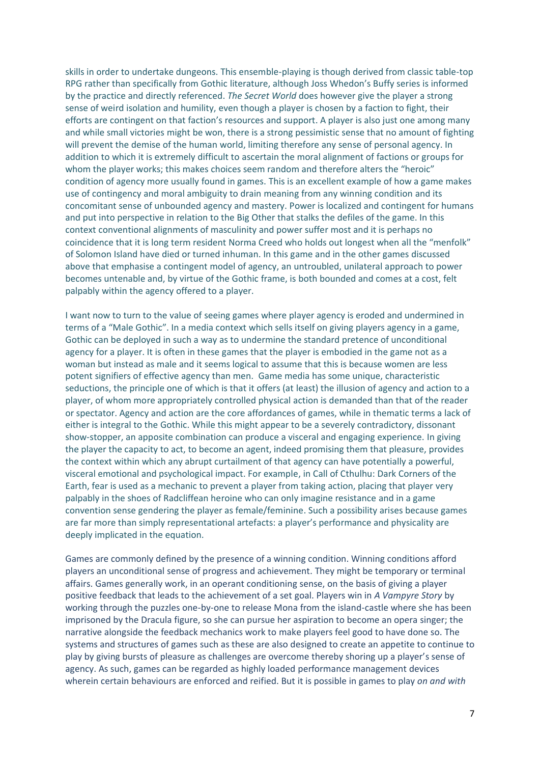skills in order to undertake dungeons. This ensemble-playing is though derived from classic table-top RPG rather than specifically from Gothic literature, although Joss Whedon's Buffy series is informed by the practice and directly referenced. *The Secret World* does however give the player a strong sense of weird isolation and humility, even though a player is chosen by a faction to fight, their efforts are contingent on that faction's resources and support. A player is also just one among many and while small victories might be won, there is a strong pessimistic sense that no amount of fighting will prevent the demise of the human world, limiting therefore any sense of personal agency. In addition to which it is extremely difficult to ascertain the moral alignment of factions or groups for whom the player works; this makes choices seem random and therefore alters the "heroic" condition of agency more usually found in games. This is an excellent example of how a game makes use of contingency and moral ambiguity to drain meaning from any winning condition and its concomitant sense of unbounded agency and mastery. Power is localized and contingent for humans and put into perspective in relation to the Big Other that stalks the defiles of the game. In this context conventional alignments of masculinity and power suffer most and it is perhaps no coincidence that it is long term resident Norma Creed who holds out longest when all the "menfolk" of Solomon Island have died or turned inhuman. In this game and in the other games discussed above that emphasise a contingent model of agency, an untroubled, unilateral approach to power becomes untenable and, by virtue of the Gothic frame, is both bounded and comes at a cost, felt palpably within the agency offered to a player.

I want now to turn to the value of seeing games where player agency is eroded and undermined in terms of a "Male Gothic". In a media context which sells itself on giving players agency in a game, Gothic can be deployed in such a way as to undermine the standard pretence of unconditional agency for a player. It is often in these games that the player is embodied in the game not as a woman but instead as male and it seems logical to assume that this is because women are less potent signifiers of effective agency than men. Game media has some unique, characteristic seductions, the principle one of which is that it offers (at least) the illusion of agency and action to a player, of whom more appropriately controlled physical action is demanded than that of the reader or spectator. Agency and action are the core affordances of games, while in thematic terms a lack of either is integral to the Gothic. While this might appear to be a severely contradictory, dissonant show-stopper, an apposite combination can produce a visceral and engaging experience. In giving the player the capacity to act, to become an agent, indeed promising them that pleasure, provides the context within which any abrupt curtailment of that agency can have potentially a powerful, visceral emotional and psychological impact. For example, in Call of Cthulhu: Dark Corners of the Earth, fear is used as a mechanic to prevent a player from taking action, placing that player very palpably in the shoes of Radcliffean heroine who can only imagine resistance and in a game convention sense gendering the player as female/feminine. Such a possibility arises because games are far more than simply representational artefacts: a player's performance and physicality are deeply implicated in the equation.

Games are commonly defined by the presence of a winning condition. Winning conditions afford players an unconditional sense of progress and achievement. They might be temporary or terminal affairs. Games generally work, in an operant conditioning sense, on the basis of giving a player positive feedback that leads to the achievement of a set goal. Players win in *A Vampyre Story* by working through the puzzles one-by-one to release Mona from the island-castle where she has been imprisoned by the Dracula figure, so she can pursue her aspiration to become an opera singer; the narrative alongside the feedback mechanics work to make players feel good to have done so. The systems and structures of games such as these are also designed to create an appetite to continue to play by giving bursts of pleasure as challenges are overcome thereby shoring up a player's sense of agency. As such, games can be regarded as highly loaded performance management devices wherein certain behaviours are enforced and reified. But it is possible in games to play *on and with*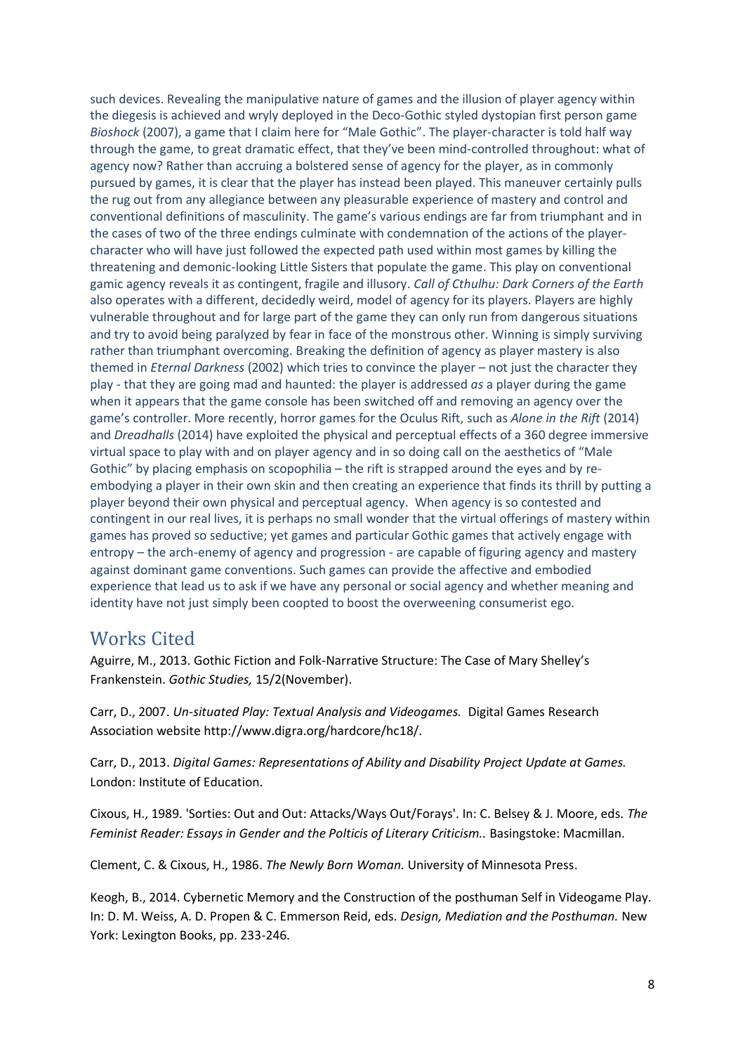such devices. Revealing the manipulative nature of games and the illusion of player agency within the diegesis is achieved and wryly deployed in the Deco-Gothic styled dystopian first person game *Bioshock* (2007), a game that I claim here for "Male Gothic". The player-character is told half way through the game, to great dramatic effect, that they've been mind-controlled throughout: what of agency now? Rather than accruing a bolstered sense of agency for the player, as in commonly pursued by games, it is clear that the player has instead been played. This maneuver certainly pulls the rug out from any allegiance between any pleasurable experience of mastery and control and conventional definitions of masculinity. The game's various endings are far from triumphant and in the cases of two of the three endings culminate with condemnation of the actions of the player-character who will have just followed the expected path used within most games by killing the threatening and demonic-looking Little Sisters that populate the game. This play on conventional gamic agency reveals it as contingent, fragile and illusory. *Call of Cthulhu: Dark Corners of the Earth* also operates with a different, decidedly weird, model of agency for its players. Players are highly vulnerable throughout and for large part of the game they can only run from dangerous situations and try to avoid being paralyzed by fear in face of the monstrous other. Winning is simply surviving rather than triumphant overcoming. Breaking the definition of agency as player mastery is also themed in *Eternal Darkness* (2002) which tries to convince the player – not just the character they play - that they are going mad and haunted: the player is addressed *as* a player during the game when it appears that the game console has been switched off and removing an agency over the game's controller. More recently, horror games for the Oculus Rift, such as *Alone in the Rift* (2014) and *Dreadhalls* (2014) have exploited the physical and perceptual effects of a 360 degree immersive virtual space to play with and on player agency and in so doing call on the aesthetics of "Male Gothic" by placing emphasis on scopophilia – the rift is strapped around the eyes and by re-embodying a player in their own skin and then creating an experience that finds its thrill by putting a player beyond their own physical and perceptual agency. When agency is so contested and contingent in our real lives, it is perhaps no small wonder that the virtual offerings of mastery within games has proved so seductive; yet games and particular Gothic games that actively engage with entropy – the arch-enemy of agency and progression - are capable of figuring agency and mastery against dominant game conventions. Such games can provide the affective and embodied experience that lead us to ask if we have any personal or social agency and whether meaning and identity have not just simply been coopted to boost the overweening consumerist ego.

## Works Cited

Aguirre, M., 2013. Gothic Fiction and Folk-Narrative Structure: The Case of Mary Shelley's Frankenstein. *Gothic Studies,* 15/2(November).

Carr, D., 2007. *Un-situated Play: Textual Analysis and Videogames.* Digital Games Research Association website http://www.digra.org/hardcore/hc18/.

Carr, D., 2013. *Digital Games: Representations of Ability and Disability Project Update at Games.* London: Institute of Education.

Cixous, H., 1989. 'Sorties: Out and Out: Attacks/Ways Out/Forays'. In: C. Belsey & J. Moore, eds. *The Feminist Reader: Essays in Gender and the Polticis of Literary Criticism..* Basingstoke: Macmillan.

Clement, C. & Cixous, H., 1986. *The Newly Born Woman.* University of Minnesota Press.

Keogh, B., 2014. Cybernetic Memory and the Construction of the posthuman Self in Videogame Play. In: D. M. Weiss, A. D. Propen & C. Emmerson Reid, eds. *Design, Mediation and the Posthuman.* New York: Lexington Books, pp. 233-246.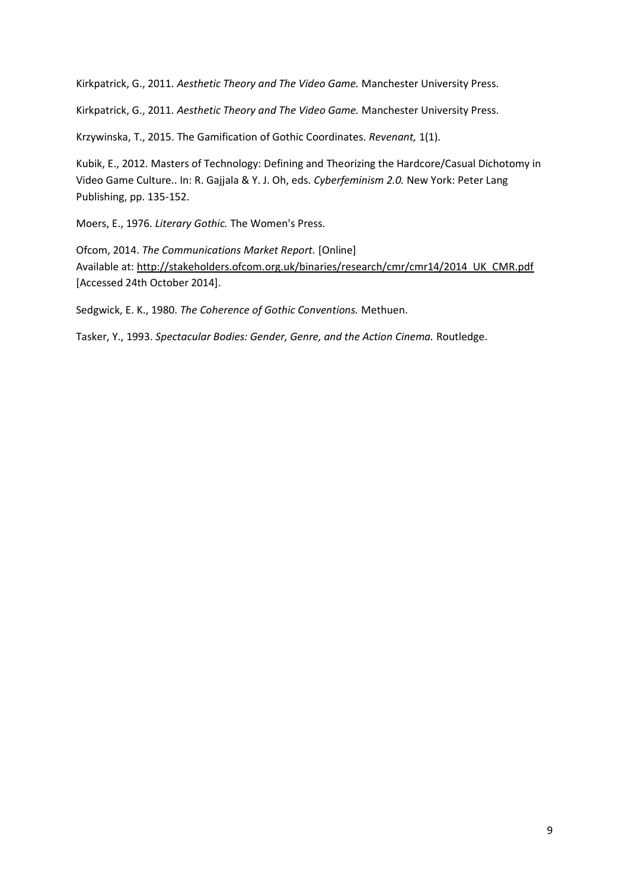Kirkpatrick, G., 2011. *Aesthetic Theory and The Video Game.* Manchester University Press.

Kirkpatrick, G., 2011. *Aesthetic Theory and The Video Game.* Manchester University Press.

Krzywinska, T., 2015. The Gamification of Gothic Coordinates. *Revenant,* 1(1).

Kubik, E., 2012. Masters of Technology: Defining and Theorizing the Hardcore/Casual Dichotomy in Video Game Culture.. In: R. Gajjala & Y. J. Oh, eds. *Cyberfeminism 2.0.* New York: Peter Lang Publishing, pp. 135-152.

Moers, E., 1976. *Literary Gothic.* The Women's Press.

Ofcom, 2014. *The Communications Market Report.* [Online]
Available at: http://stakeholders.ofcom.org.uk/binaries/research/cmr/cmr14/2014_UK_CMR.pdf
[Accessed 24th October 2014].

Sedgwick, E. K., 1980. *The Coherence of Gothic Conventions.* Methuen.

Tasker, Y., 1993. *Spectacular Bodies: Gender, Genre, and the Action Cinema.* Routledge.